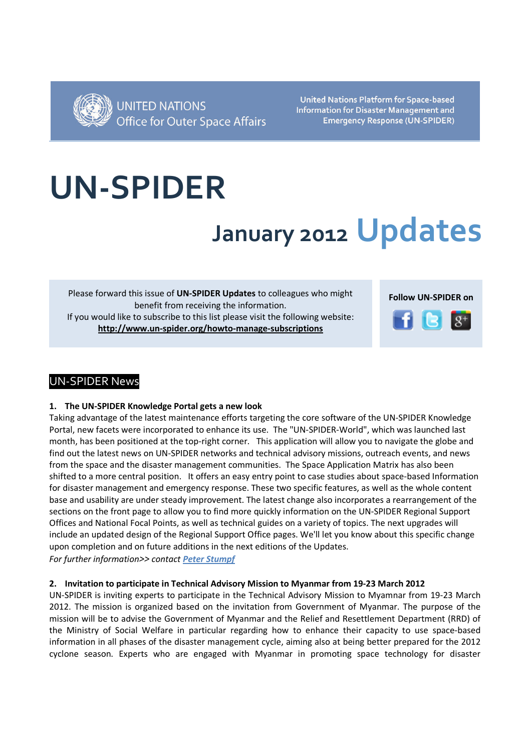UNITED NATIONS
Office for Outer Space Affairs

United Nations Platform for Space-based Information for Disaster Management and Emergency Response (UN-SPIDER)

# UN-SPIDER

## January 2012 Updates

Please forward this issue of **UN-SPIDER Updates** to colleagues who might benefit from receiving the information.
If you would like to subscribe to this list please visit the following website:
**http://www.un-spider.org/howto-manage-subscriptions**

**Follow UN-SPIDER on**

## UN-SPIDER News

### 1. The UN-SPIDER Knowledge Portal gets a new look

Taking advantage of the latest maintenance efforts targeting the core software of the UN-SPIDER Knowledge Portal, new facets were incorporated to enhance its use. The "UN-SPIDER-World", which was launched last month, has been positioned at the top-right corner. This application will allow you to navigate the globe and find out the latest news on UN-SPIDER networks and technical advisory missions, outreach events, and news from the space and the disaster management communities. The Space Application Matrix has also been shifted to a more central position. It offers an easy entry point to case studies about space-based Information for disaster management and emergency response. These two specific features, as well as the whole content base and usability are under steady improvement. The latest change also incorporates a rearrangement of the sections on the front page to allow you to find more quickly information on the UN-SPIDER Regional Support Offices and National Focal Points, as well as technical guides on a variety of topics. The next upgrades will include an updated design of the Regional Support Office pages. We'll let you know about this specific change upon completion and on future additions in the next editions of the Updates.
*For further information>> contact Peter Stumpf*

### 2. Invitation to participate in Technical Advisory Mission to Myanmar from 19-23 March 2012

UN-SPIDER is inviting experts to participate in the Technical Advisory Mission to Myanmar from 19-23 March 2012. The mission is organized based on the invitation from Government of Myanmar. The purpose of the mission will be to advise the Government of Myanmar and the Relief and Resettlement Department (RRD) of the Ministry of Social Welfare in particular regarding how to enhance their capacity to use space-based information in all phases of the disaster management cycle, aiming also at being better prepared for the 2012 cyclone season. Experts who are engaged with Myanmar in promoting space technology for disaster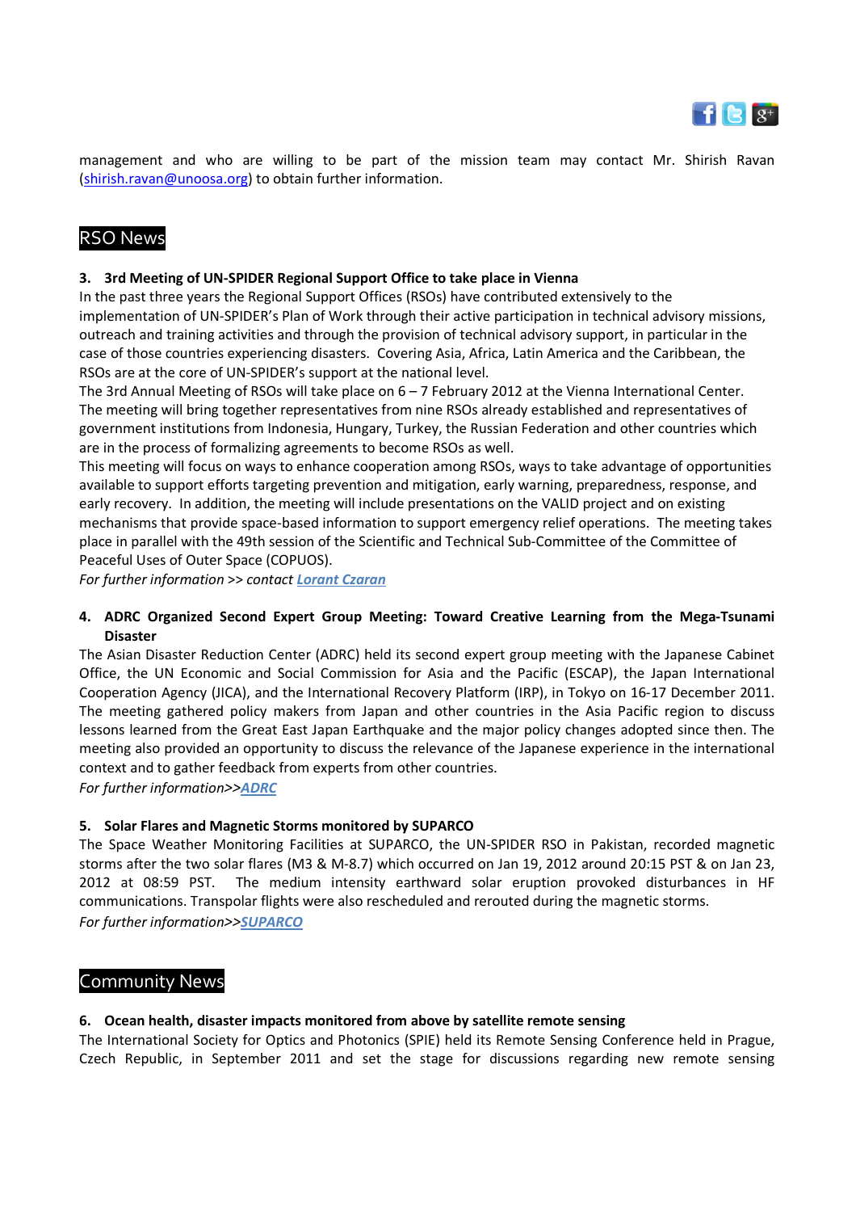management and who are willing to be part of the mission team may contact Mr. Shirish Ravan (shirish.ravan@unoosa.org) to obtain further information.

## RSO News

**3. 3rd Meeting of UN-SPIDER Regional Support Office to take place in Vienna**

In the past three years the Regional Support Offices (RSOs) have contributed extensively to the implementation of UN-SPIDER's Plan of Work through their active participation in technical advisory missions, outreach and training activities and through the provision of technical advisory support, in particular in the case of those countries experiencing disasters. Covering Asia, Africa, Latin America and the Caribbean, the RSOs are at the core of UN-SPIDER's support at the national level.

The 3rd Annual Meeting of RSOs will take place on 6 – 7 February 2012 at the Vienna International Center. The meeting will bring together representatives from nine RSOs already established and representatives of government institutions from Indonesia, Hungary, Turkey, the Russian Federation and other countries which are in the process of formalizing agreements to become RSOs as well.

This meeting will focus on ways to enhance cooperation among RSOs, ways to take advantage of opportunities available to support efforts targeting prevention and mitigation, early warning, preparedness, response, and early recovery. In addition, the meeting will include presentations on the VALID project and on existing mechanisms that provide space-based information to support emergency relief operations. The meeting takes place in parallel with the 49th session of the Scientific and Technical Sub-Committee of the Committee of Peaceful Uses of Outer Space (COPUOS).

*For further information >> contact **Lorant Czaran***

**4. ADRC Organized Second Expert Group Meeting: Toward Creative Learning from the Mega-Tsunami Disaster**

The Asian Disaster Reduction Center (ADRC) held its second expert group meeting with the Japanese Cabinet Office, the UN Economic and Social Commission for Asia and the Pacific (ESCAP), the Japan International Cooperation Agency (JICA), and the International Recovery Platform (IRP), in Tokyo on 16-17 December 2011. The meeting gathered policy makers from Japan and other countries in the Asia Pacific region to discuss lessons learned from the Great East Japan Earthquake and the major policy changes adopted since then. The meeting also provided an opportunity to discuss the relevance of the Japanese experience in the international context and to gather feedback from experts from other countries.

*For further information>>**ADRC***

**5. Solar Flares and Magnetic Storms monitored by SUPARCO**

The Space Weather Monitoring Facilities at SUPARCO, the UN-SPIDER RSO in Pakistan, recorded magnetic storms after the two solar flares (M3 & M-8.7) which occurred on Jan 19, 2012 around 20:15 PST & on Jan 23, 2012 at 08:59 PST. The medium intensity earthward solar eruption provoked disturbances in HF communications. Transpolar flights were also rescheduled and rerouted during the magnetic storms.

*For further information>>**SUPARCO***

## Community News

**6. Ocean health, disaster impacts monitored from above by satellite remote sensing**

The International Society for Optics and Photonics (SPIE) held its Remote Sensing Conference held in Prague, Czech Republic, in September 2011 and set the stage for discussions regarding new remote sensing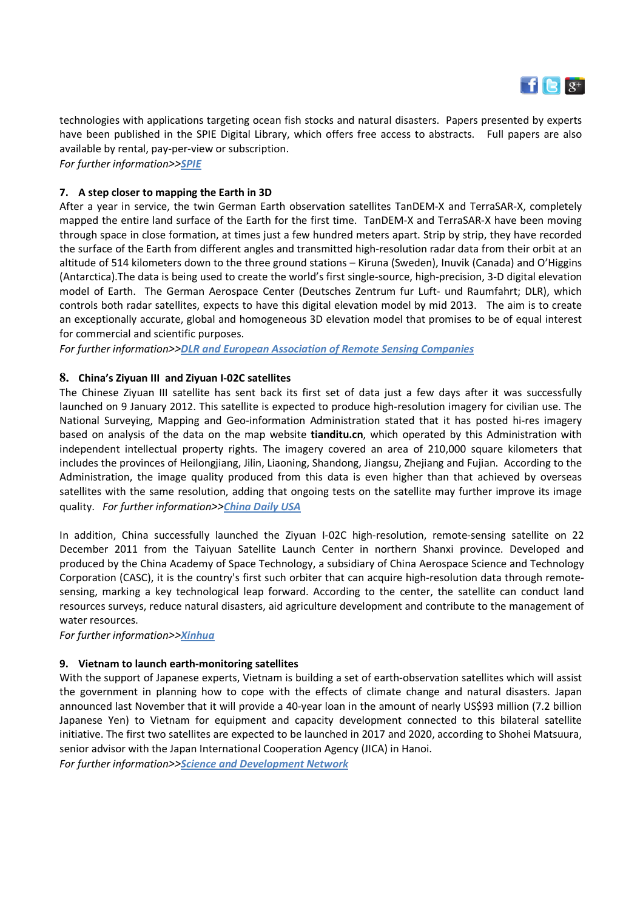technologies with applications targeting ocean fish stocks and natural disasters. Papers presented by experts have been published in the SPIE Digital Library, which offers free access to abstracts. Full papers are also available by rental, pay-per-view or subscription.

*For further information>>[SPIE]()*

### 7. A step closer to mapping the Earth in 3D

After a year in service, the twin German Earth observation satellites TanDEM-X and TerraSAR-X, completely mapped the entire land surface of the Earth for the first time. TanDEM-X and TerraSAR-X have been moving through space in close formation, at times just a few hundred meters apart. Strip by strip, they have recorded the surface of the Earth from different angles and transmitted high-resolution radar data from their orbit at an altitude of 514 kilometers down to the three ground stations – Kiruna (Sweden), Inuvik (Canada) and O'Higgins (Antarctica).The data is being used to create the world's first single-source, high-precision, 3-D digital elevation model of Earth. The German Aerospace Center (Deutsches Zentrum fur Luft- und Raumfahrt; DLR), which controls both radar satellites, expects to have this digital elevation model by mid 2013. The aim is to create an exceptionally accurate, global and homogeneous 3D elevation model that promises to be of equal interest for commercial and scientific purposes.

*For further information>>[DLR and European Association of Remote Sensing Companies]()*

### 8. China's Ziyuan III and Ziyuan I-02C satellites

The Chinese Ziyuan III satellite has sent back its first set of data just a few days after it was successfully launched on 9 January 2012. This satellite is expected to produce high-resolution imagery for civilian use. The National Surveying, Mapping and Geo-information Administration stated that it has posted hi-res imagery based on analysis of the data on the map website **tianditu.cn**, which operated by this Administration with independent intellectual property rights. The imagery covered an area of 210,000 square kilometers that includes the provinces of Heilongjiang, Jilin, Liaoning, Shandong, Jiangsu, Zhejiang and Fujian. According to the Administration, the image quality produced from this data is even higher than that achieved by overseas satellites with the same resolution, adding that ongoing tests on the satellite may further improve its image quality. *For further information>>[China Daily USA]()*

In addition, China successfully launched the Ziyuan I-02C high-resolution, remote-sensing satellite on 22 December 2011 from the Taiyuan Satellite Launch Center in northern Shanxi province. Developed and produced by the China Academy of Space Technology, a subsidiary of China Aerospace Science and Technology Corporation (CASC), it is the country's first such orbiter that can acquire high-resolution data through remote-sensing, marking a key technological leap forward. According to the center, the satellite can conduct land resources surveys, reduce natural disasters, aid agriculture development and contribute to the management of water resources.

*For further information>>[Xinhua]()*

### 9. Vietnam to launch earth-monitoring satellites

With the support of Japanese experts, Vietnam is building a set of earth-observation satellites which will assist the government in planning how to cope with the effects of climate change and natural disasters. Japan announced last November that it will provide a 40-year loan in the amount of nearly US$93 million (7.2 billion Japanese Yen) to Vietnam for equipment and capacity development connected to this bilateral satellite initiative. The first two satellites are expected to be launched in 2017 and 2020, according to Shohei Matsuura, senior advisor with the Japan International Cooperation Agency (JICA) in Hanoi.

*For further information>>[Science and Development Network]()*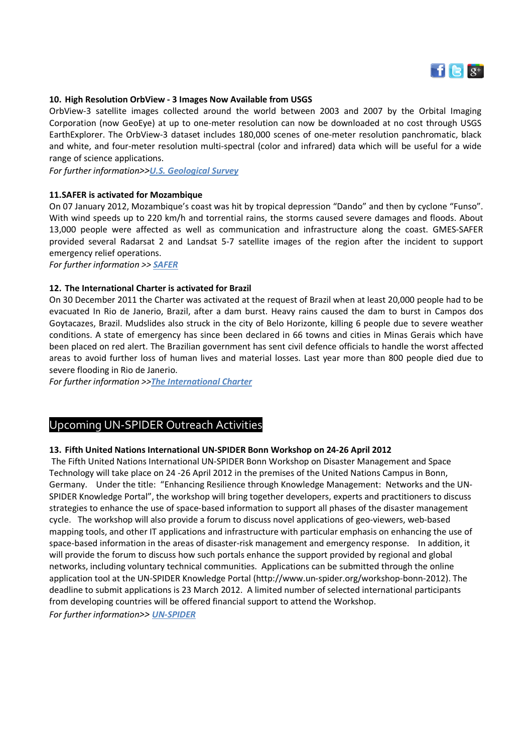**10. High Resolution OrbView - 3 Images Now Available from USGS**

OrbView-3 satellite images collected around the world between 2003 and 2007 by the Orbital Imaging Corporation (now GeoEye) at up to one-meter resolution can now be downloaded at no cost through USGS EarthExplorer. The OrbView-3 dataset includes 180,000 scenes of one-meter resolution panchromatic, black and white, and four-meter resolution multi-spectral (color and infrared) data which will be useful for a wide range of science applications.

*For further information>>*[*U.S. Geological Survey*]

**11.SAFER is activated for Mozambique**

On 07 January 2012, Mozambique's coast was hit by tropical depression "Dando" and then by cyclone "Funso". With wind speeds up to 220 km/h and torrential rains, the storms caused severe damages and floods. About 13,000 people were affected as well as communication and infrastructure along the coast. GMES-SAFER provided several Radarsat 2 and Landsat 5-7 satellite images of the region after the incident to support emergency relief operations.

*For further information >>* [*SAFER*]

**12. The International Charter is activated for Brazil**

On 30 December 2011 the Charter was activated at the request of Brazil when at least 20,000 people had to be evacuated In Rio de Janerio, Brazil, after a dam burst. Heavy rains caused the dam to burst in Campos dos Goytacazes, Brazil. Mudslides also struck in the city of Belo Horizonte, killing 6 people due to severe weather conditions. A state of emergency has since been declared in 66 towns and cities in Minas Gerais which have been placed on red alert. The Brazilian government has sent civil defence officials to handle the worst affected areas to avoid further loss of human lives and material losses. Last year more than 800 people died due to severe flooding in Rio de Janerio.

*For further information >>*[*The International Charter*]

## Upcoming UN-SPIDER Outreach Activities

**13. Fifth United Nations International UN-SPIDER Bonn Workshop on 24-26 April 2012**

The Fifth United Nations International UN-SPIDER Bonn Workshop on Disaster Management and Space Technology will take place on 24 -26 April 2012 in the premises of the United Nations Campus in Bonn, Germany. Under the title: "Enhancing Resilience through Knowledge Management: Networks and the UN-SPIDER Knowledge Portal", the workshop will bring together developers, experts and practitioners to discuss strategies to enhance the use of space-based information to support all phases of the disaster management cycle. The workshop will also provide a forum to discuss novel applications of geo-viewers, web-based mapping tools, and other IT applications and infrastructure with particular emphasis on enhancing the use of space-based information in the areas of disaster-risk management and emergency response. In addition, it will provide the forum to discuss how such portals enhance the support provided by regional and global networks, including voluntary technical communities. Applications can be submitted through the online application tool at the UN-SPIDER Knowledge Portal (http://www.un-spider.org/workshop-bonn-2012). The deadline to submit applications is 23 March 2012. A limited number of selected international participants from developing countries will be offered financial support to attend the Workshop.

*For further information>>* [*UN-SPIDER*]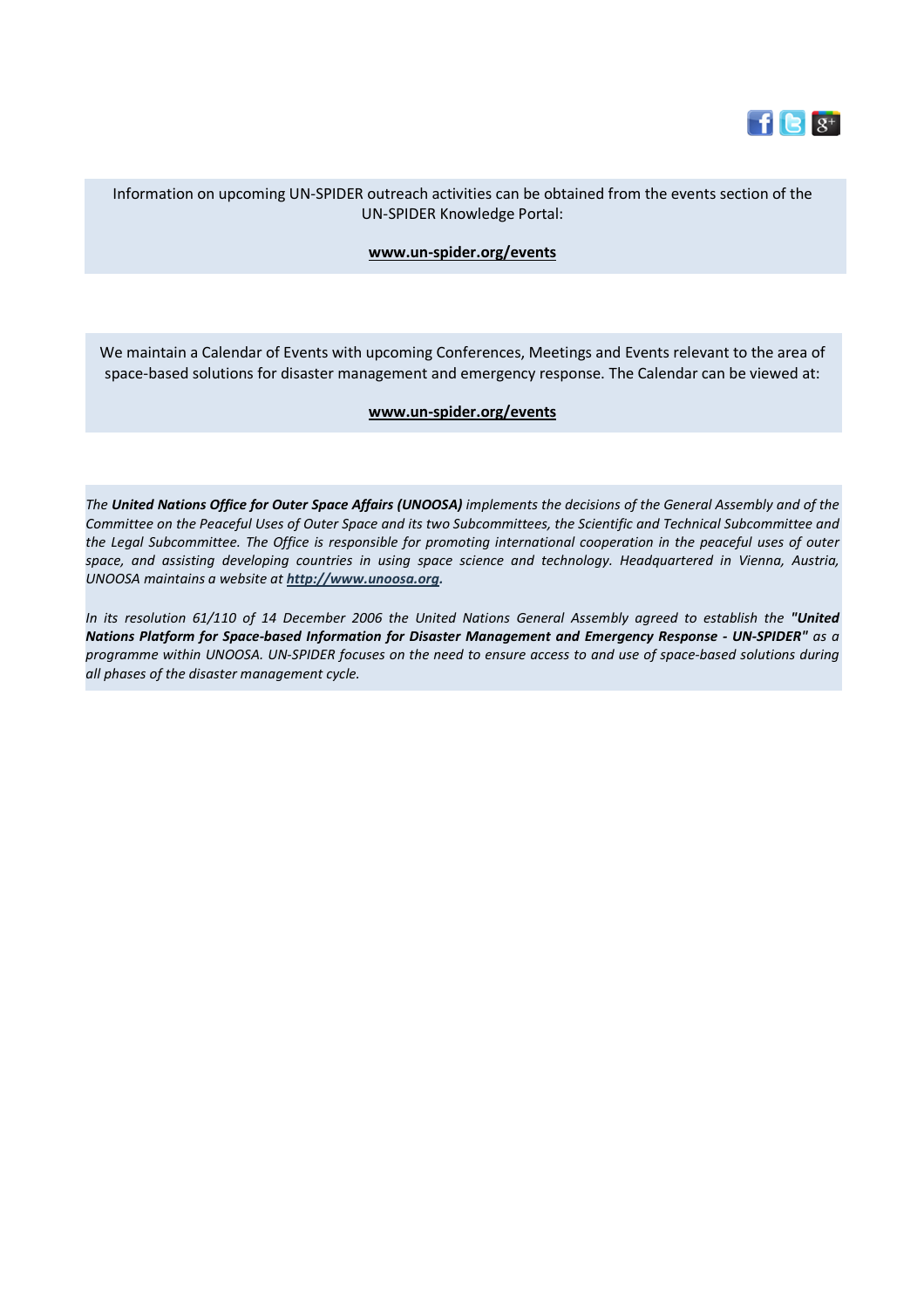Information on upcoming UN-SPIDER outreach activities can be obtained from the events section of the UN-SPIDER Knowledge Portal:

**www.un-spider.org/events**

We maintain a Calendar of Events with upcoming Conferences, Meetings and Events relevant to the area of space-based solutions for disaster management and emergency response. The Calendar can be viewed at:

**www.un-spider.org/events**

*The **United Nations Office for Outer Space Affairs (UNOOSA)** implements the decisions of the General Assembly and of the Committee on the Peaceful Uses of Outer Space and its two Subcommittees, the Scientific and Technical Subcommittee and the Legal Subcommittee. The Office is responsible for promoting international cooperation in the peaceful uses of outer space, and assisting developing countries in using space science and technology. Headquartered in Vienna, Austria, UNOOSA maintains a website at **http://www.unoosa.org**.*

*In its resolution 61/110 of 14 December 2006 the United Nations General Assembly agreed to establish the **"United Nations Platform for Space-based Information for Disaster Management and Emergency Response - UN-SPIDER"** as a programme within UNOOSA. UN-SPIDER focuses on the need to ensure access to and use of space-based solutions during all phases of the disaster management cycle.*